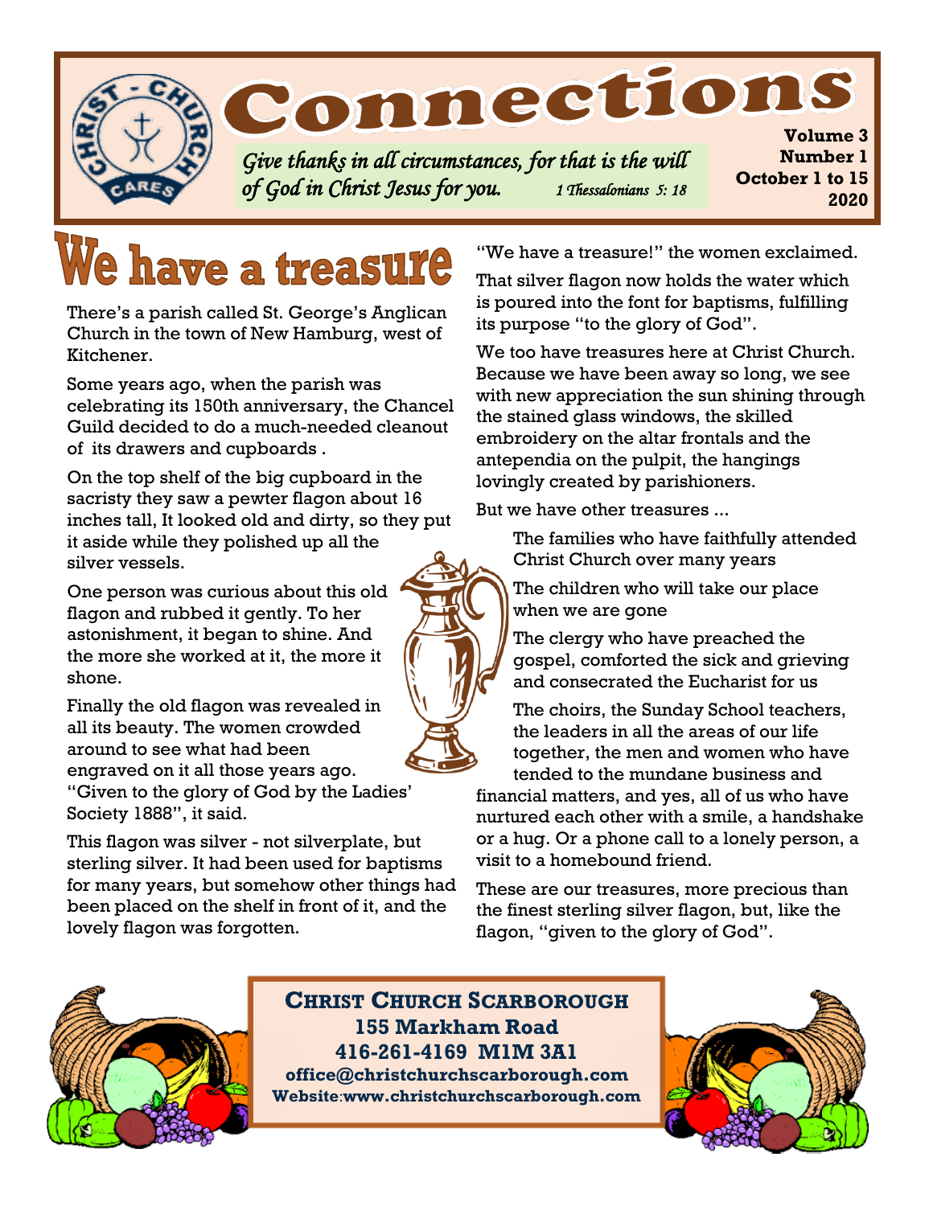# Connections

*Give thanks in all circumstances, for that is the will of God in Christ Jesus for you.* *1 Thessalonians 5: 18*

**Volume 3**
**Number 1**
**October 1 to 15**
**2020**

## We have a treasure

There's a parish called St. George's Anglican Church in the town of New Hamburg, west of Kitchener.

Some years ago, when the parish was celebrating its 150th anniversary, the Chancel Guild decided to do a much-needed cleanout of its drawers and cupboards .

On the top shelf of the big cupboard in the sacristy they saw a pewter flagon about 16 inches tall, It looked old and dirty, so they put it aside while they polished up all the silver vessels.

One person was curious about this old flagon and rubbed it gently. To her astonishment, it began to shine. And the more she worked at it, the more it shone.

Finally the old flagon was revealed in all its beauty. The women crowded around to see what had been engraved on it all those years ago. "Given to the glory of God by the Ladies' Society 1888", it said.

This flagon was silver - not silverplate, but sterling silver. It had been used for baptisms for many years, but somehow other things had been placed on the shelf in front of it, and the lovely flagon was forgotten.

"We have a treasure!" the women exclaimed.

That silver flagon now holds the water which is poured into the font for baptisms, fulfilling its purpose "to the glory of God".

We too have treasures here at Christ Church. Because we have been away so long, we see with new appreciation the sun shining through the stained glass windows, the skilled embroidery on the altar frontals and the antependia on the pulpit, the hangings lovingly created by parishioners.

But we have other treasures ...

The families who have faithfully attended Christ Church over many years

The children who will take our place when we are gone

The clergy who have preached the gospel, comforted the sick and grieving and consecrated the Eucharist for us

The choirs, the Sunday School teachers, the leaders in all the areas of our life together, the men and women who have tended to the mundane business and financial matters, and yes, all of us who have nurtured each other with a smile, a handshake or a hug. Or a phone call to a lonely person, a visit to a homebound friend.

These are our treasures, more precious than the finest sterling silver flagon, but, like the flagon, "given to the glory of God".

**CHRIST CHURCH SCARBOROUGH**
**155 Markham Road**
**416-261-4169 M1M 3A1**
**office@christchurchscarborough.com**
**Website:www.christchurchscarborough.com**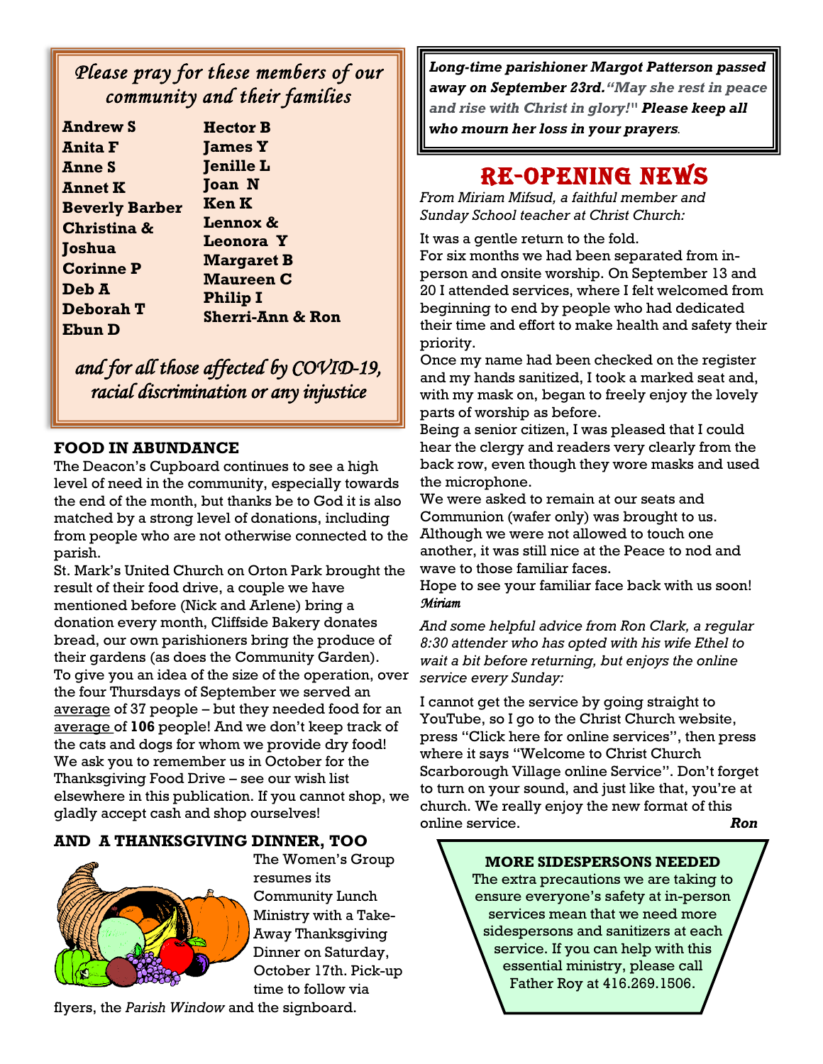## *Please pray for these members of our community and their families*

**Andrew S**
**Anita F**
**Anne S**
**Annet K**
**Beverly Barber**
**Christina & Joshua**
**Corinne P**
**Deb A**
**Deborah T**
**Ebun D**
**Hector B**
**James Y**
**Jenille L**
**Joan N**
**Ken K**
**Lennox & Leonora Y**
**Margaret B**
**Maureen C**
**Philip I**
**Sherri-Ann & Ron**

*and for all those affected by COVID-19, racial discrimination or any injustice*

### FOOD IN ABUNDANCE

The Deacon's Cupboard continues to see a high level of need in the community, especially towards the end of the month, but thanks be to God it is also matched by a strong level of donations, including from people who are not otherwise connected to the parish.

St. Mark's United Church on Orton Park brought the result of their food drive, a couple we have mentioned before (Nick and Arlene) bring a donation every month, Cliffside Bakery donates bread, our own parishioners bring the produce of their gardens (as does the Community Garden). To give you an idea of the size of the operation, over the four Thursdays of September we served an average of 37 people – but they needed food for an average of **106** people! And we don't keep track of the cats and dogs for whom we provide dry food! We ask you to remember us in October for the Thanksgiving Food Drive – see our wish list elsewhere in this publication. If you cannot shop, we gladly accept cash and shop ourselves!

### AND A THANKSGIVING DINNER, TOO

The Women's Group resumes its Community Lunch Ministry with a Take-Away Thanksgiving Dinner on Saturday, October 17th. Pick-up time to follow via flyers, the *Parish Window* and the signboard.

***Long-time parishioner Margot Patterson passed away on September 23rd. "May she rest in peace and rise with Christ in glory!" Please keep all who mourn her loss in your prayers.***

## RE-OPENING NEWS

*From Miriam Mifsud, a faithful member and Sunday School teacher at Christ Church:*

It was a gentle return to the fold.
For six months we had been separated from in-person and onsite worship. On September 13 and 20 I attended services, where I felt welcomed from beginning to end by people who had dedicated their time and effort to make health and safety their priority.
Once my name had been checked on the register and my hands sanitized, I took a marked seat and, with my mask on, began to freely enjoy the lovely parts of worship as before.
Being a senior citizen, I was pleased that I could hear the clergy and readers very clearly from the back row, even though they wore masks and used the microphone.
We were asked to remain at our seats and Communion (wafer only) was brought to us.
Although we were not allowed to touch one another, it was still nice at the Peace to nod and wave to those familiar faces.
Hope to see your familiar face back with us soon!
***Miriam***

*And some helpful advice from Ron Clark, a regular 8:30 attender who has opted with his wife Ethel to wait a bit before returning, but enjoys the online service every Sunday:*

I cannot get the service by going straight to YouTube, so I go to the Christ Church website, press "Click here for online services", then press where it says "Welcome to Christ Church Scarborough Village online Service". Don't forget to turn on your sound, and just like that, you're at church. We really enjoy the new format of this online service. ***Ron***

**MORE SIDESPERSONS NEEDED**

The extra precautions we are taking to ensure everyone's safety at in-person services mean that we need more sidespersons and sanitizers at each service. If you can help with this essential ministry, please call Father Roy at 416.269.1506.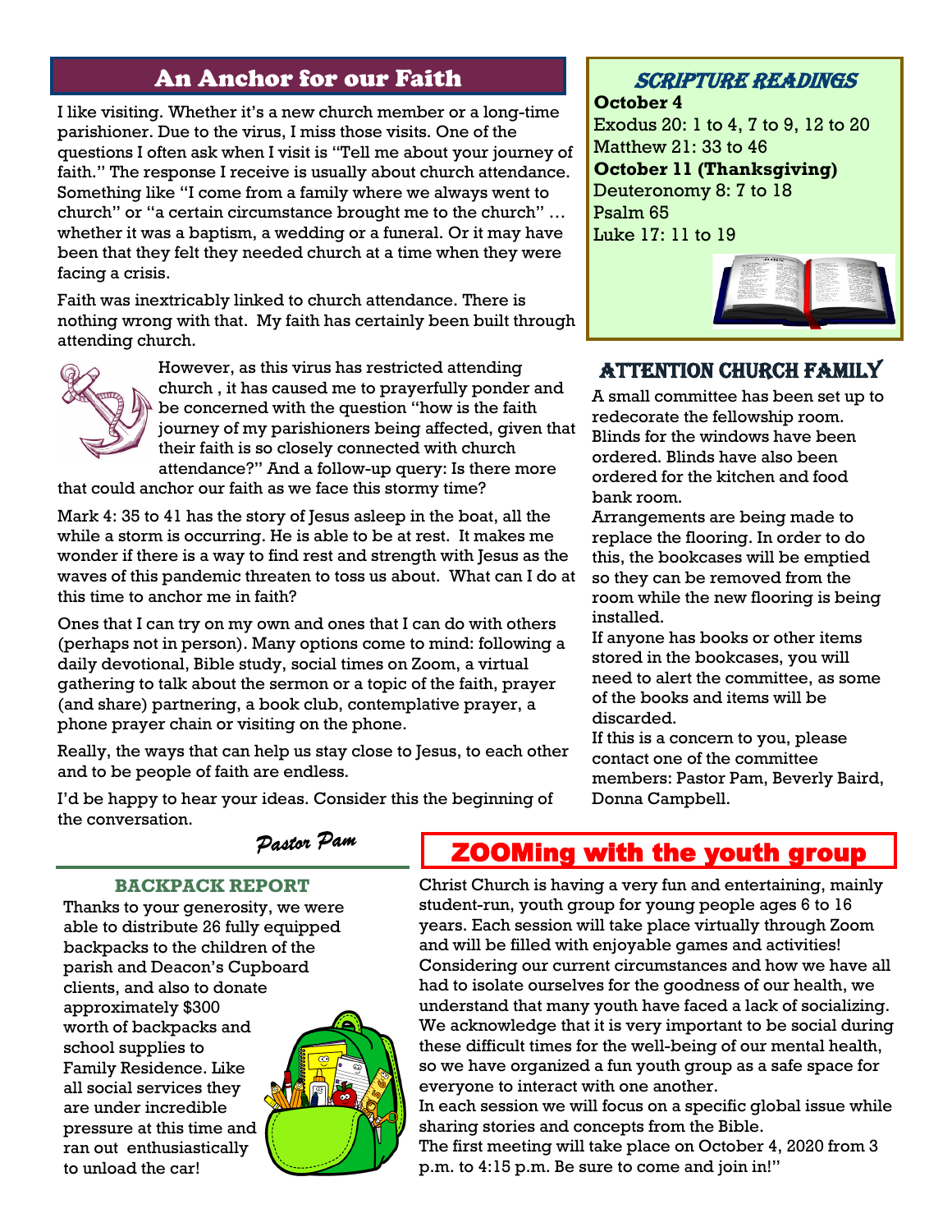## An Anchor for our Faith

I like visiting. Whether it's a new church member or a long-time parishioner. Due to the virus, I miss those visits. One of the questions I often ask when I visit is "Tell me about your journey of faith." The response I receive is usually about church attendance. Something like "I come from a family where we always went to church" or "a certain circumstance brought me to the church" … whether it was a baptism, a wedding or a funeral. Or it may have been that they felt they needed church at a time when they were facing a crisis.

Faith was inextricably linked to church attendance. There is nothing wrong with that. My faith has certainly been built through attending church.

However, as this virus has restricted attending church , it has caused me to prayerfully ponder and be concerned with the question "how is the faith journey of my parishioners being affected, given that their faith is so closely connected with church attendance?" And a follow-up query: Is there more that could anchor our faith as we face this stormy time?

Mark 4: 35 to 41 has the story of Jesus asleep in the boat, all the while a storm is occurring. He is able to be at rest. It makes me wonder if there is a way to find rest and strength with Jesus as the waves of this pandemic threaten to toss us about. What can I do at this time to anchor me in faith?

Ones that I can try on my own and ones that I can do with others (perhaps not in person). Many options come to mind: following a daily devotional, Bible study, social times on Zoom, a virtual gathering to talk about the sermon or a topic of the faith, prayer (and share) partnering, a book club, contemplative prayer, a phone prayer chain or visiting on the phone.

Really, the ways that can help us stay close to Jesus, to each other and to be people of faith are endless.

I'd be happy to hear your ideas. Consider this the beginning of the conversation.

*Pastor Pam*

## SCRIPTURE READINGS

**October 4**
Exodus 20: 1 to 4, 7 to 9, 12 to 20
Matthew 21: 33 to 46

**October 11 (Thanksgiving)**
Deuteronomy 8: 7 to 18
Psalm 65
Luke 17: 11 to 19

## ATTENTION CHURCH FAMILY

A small committee has been set up to redecorate the fellowship room. Blinds for the windows have been ordered. Blinds have also been ordered for the kitchen and food bank room.

Arrangements are being made to replace the flooring. In order to do this, the bookcases will be emptied so they can be removed from the room while the new flooring is being installed.

If anyone has books or other items stored in the bookcases, you will need to alert the committee, as some of the books and items will be discarded.

If this is a concern to you, please contact one of the committee members: Pastor Pam, Beverly Baird, Donna Campbell.

## BACKPACK REPORT

Thanks to your generosity, we were able to distribute 26 fully equipped backpacks to the children of the parish and Deacon's Cupboard clients, and also to donate approximately $300 worth of backpacks and school supplies to Family Residence. Like all social services they are under incredible pressure at this time and ran out enthusiastically to unload the car!

## ZOOMing with the youth group

Christ Church is having a very fun and entertaining, mainly student-run, youth group for young people ages 6 to 16 years. Each session will take place virtually through Zoom and will be filled with enjoyable games and activities! Considering our current circumstances and how we have all had to isolate ourselves for the goodness of our health, we understand that many youth have faced a lack of socializing. We acknowledge that it is very important to be social during these difficult times for the well-being of our mental health, so we have organized a fun youth group as a safe space for everyone to interact with one another.

In each session we will focus on a specific global issue while sharing stories and concepts from the Bible.

The first meeting will take place on October 4, 2020 from 3 p.m. to 4:15 p.m. Be sure to come and join in!"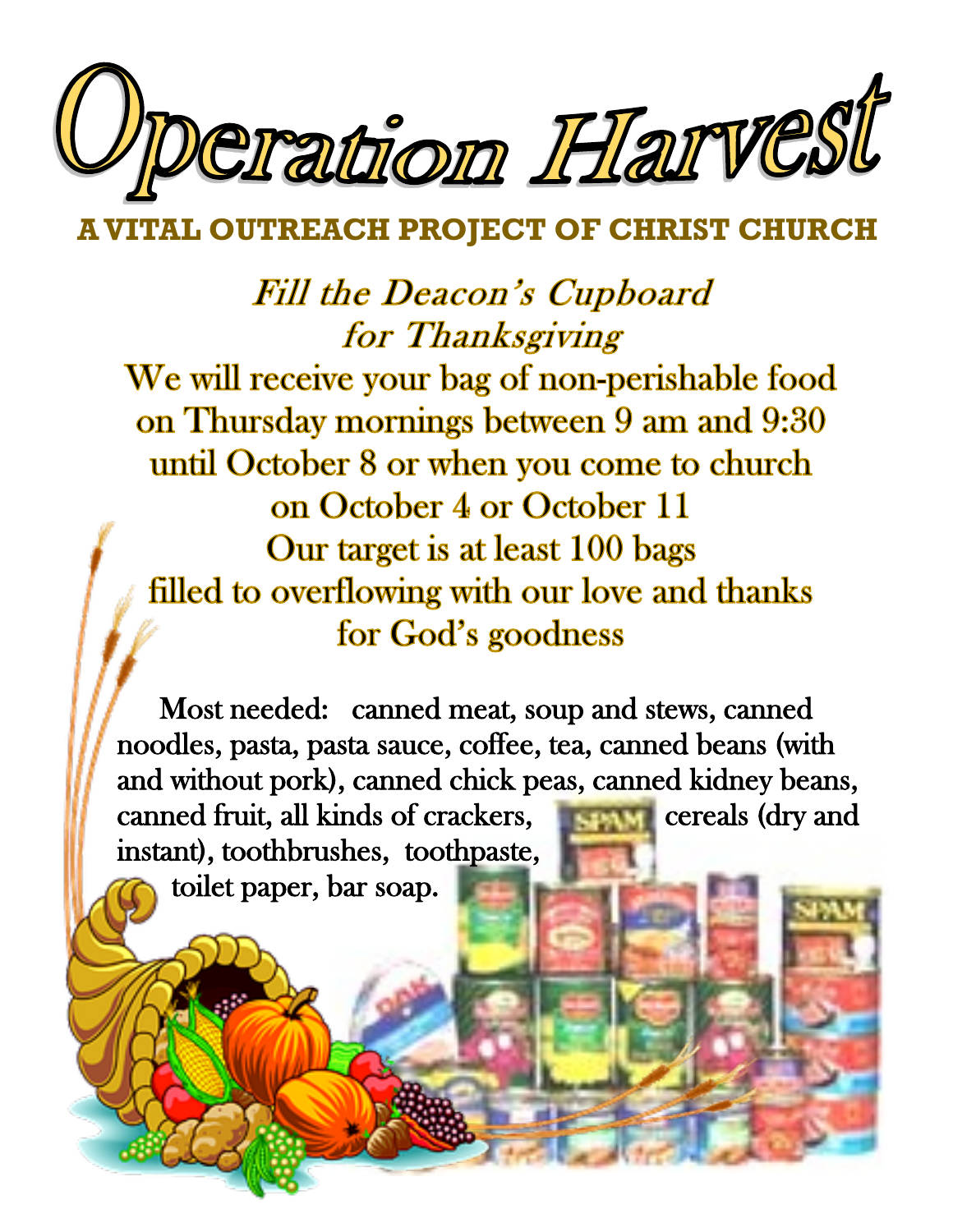# Operation Harvest

**A VITAL OUTREACH PROJECT OF CHRIST CHURCH**

*Fill the Deacon's Cupboard for Thanksgiving*

We will receive your bag of non-perishable food on Thursday mornings between 9 am and 9:30 until October 8 or when you come to church on October 4 or October 11

Our target is at least 100 bags filled to overflowing with our love and thanks for God's goodness

Most needed: canned meat, soup and stews, canned noodles, pasta, pasta sauce, coffee, tea, canned beans (with and without pork), canned chick peas, canned kidney beans, canned fruit, all kinds of crackers, cereals (dry and instant), toothbrushes, toothpaste, toilet paper, bar soap.